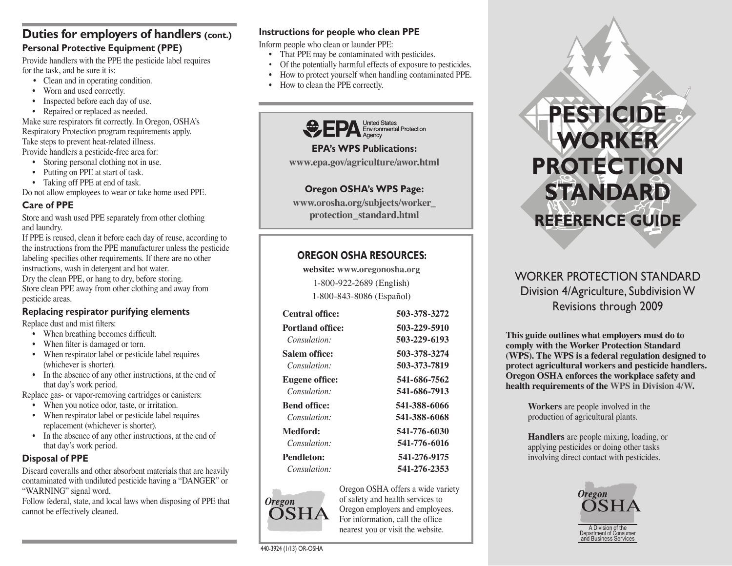## Duties for employers of handlers (cont.)

### Personal Protective Equipment (PPE)

Provide handlers with the PPE the pesticide label requires for the task, and be sure it is:

- Clean and in operating condition.
- Worn and used correctly.
- Inspected before each day of use.
- Repaired or replaced as needed.

Make sure respirators fit correctly. In Oregon, OSHA's Respiratory Protection program requirements apply.

Take steps to prevent heat-related illness.

Provide handlers a pesticide-free area for:

- Storing personal clothing not in use.
- Putting on PPE at start of task.
- Taking off PPE at end of task.

Do not allow employees to wear or take home used PPE.

### Care of PPE

Store and wash used PPE separately from other clothing and laundry.

If PPE is reused, clean it before each day of reuse, according to the instructions from the PPE manufacturer unless the pesticide labeling specifies other requirements. If there are no other instructions, wash in detergent and hot water.

Dry the clean PPE, or hang to dry, before storing.

Store clean PPE away from other clothing and away from pesticide areas.

### Replacing respirator purifying elements

Replace dust and mist filters:

- When breathing becomes difficult.
- When filter is damaged or torn.
- When respirator label or pesticide label requires (whichever is shorter).
- In the absence of any other instructions, at the end of that day's work period.

Replace gas- or vapor-removing cartridges or canisters:

- When you notice odor, taste, or irritation.
- When respirator label or pesticide label requires replacement (whichever is shorter).
- In the absence of any other instructions, at the end of that day's work period.

### Disposal of PPE

Discard coveralls and other absorbent materials that are heavily contaminated with undiluted pesticide having a "DANGER" or "WARNING" signal word.

Follow federal, state, and local laws when disposing of PPE that cannot be effectively cleaned.

### Instructions for people who clean PPE

Inform people who clean or launder PPE:

- That PPE may be contaminated with pesticides.
- Of the potentially harmful effects of exposure to pesticides.
- How to protect yourself when handling contaminated PPE.
- How to clean the PPE correctly.

EPA United States Environmental Protection Agency

**EPA's WPS Publications:**
**www.epa.gov/agriculture/awor.html**

**Oregon OSHA's WPS Page:**
**www.orosha.org/subjects/worker_protection_standard.html**

### OREGON OSHA RESOURCES:

**website:** **www.oregonosha.org**
1-800-922-2689 (English)
1-800-843-8086 (Español)

| | |
|---|---|
| **Central office:** | **503-378-3272** |
| **Portland office:** | **503-229-5910** |
| *Consulation:* | **503-229-6193** |
| **Salem office:** | **503-378-3274** |
| *Consulation:* | **503-373-7819** |
| **Eugene office:** | **541-686-7562** |
| *Consulation:* | **541-686-7913** |
| **Bend office:** | **541-388-6066** |
| *Consulation:* | **541-388-6068** |
| **Medford:** | **541-776-6030** |
| *Consulation:* | **541-776-6016** |
| **Pendleton:** | **541-276-9175** |
| *Consulation:* | **541-276-2353** |

Oregon OSHA

Oregon OSHA offers a wide variety of safety and health services to Oregon employers and employees. For information, call the office nearest you or visit the website.

440-3924 (1/13) OR-OSHA

# PESTICIDE WORKER PROTECTION STANDARD
## REFERENCE GUIDE

WORKER PROTECTION STANDARD
Division 4/Agriculture, Subdivision W
Revisions through 2009

**This guide outlines what employers must do to comply with the Worker Protection Standard (WPS). The WPS is a federal regulation designed to protect agricultural workers and pesticide handlers. Oregon OSHA enforces the workplace safety and health requirements of the WPS in Division 4/W.**

**Workers** are people involved in the production of agricultural plants.

**Handlers** are people mixing, loading, or applying pesticides or doing other tasks involving direct contact with pesticides.

Oregon OSHA
A Division of the Department of Consumer and Business Services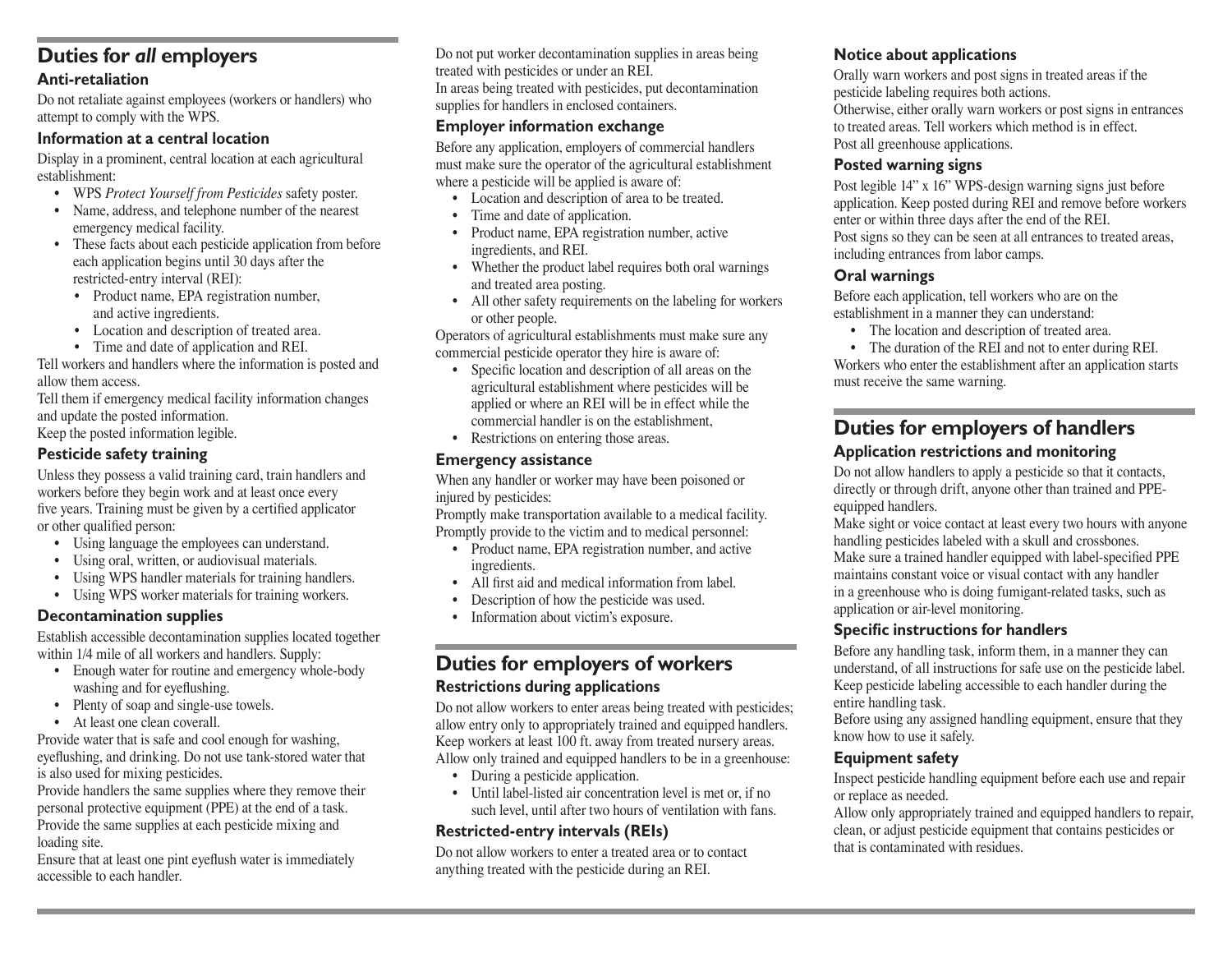## Duties for *all* employers

### Anti-retaliation

Do not retaliate against employees (workers or handlers) who attempt to comply with the WPS.

### Information at a central location

Display in a prominent, central location at each agricultural establishment:

- WPS *Protect Yourself from Pesticides* safety poster.
- Name, address, and telephone number of the nearest emergency medical facility.
- These facts about each pesticide application from before each application begins until 30 days after the restricted-entry interval (REI):
  - Product name, EPA registration number, and active ingredients.
  - Location and description of treated area.
  - Time and date of application and REI.

Tell workers and handlers where the information is posted and allow them access.

Tell them if emergency medical facility information changes and update the posted information.

Keep the posted information legible.

### Pesticide safety training

Unless they possess a valid training card, train handlers and workers before they begin work and at least once every five years. Training must be given by a certified applicator or other qualified person:

- Using language the employees can understand.
- Using oral, written, or audiovisual materials.
- Using WPS handler materials for training handlers.
- Using WPS worker materials for training workers.

### Decontamination supplies

Establish accessible decontamination supplies located together within 1/4 mile of all workers and handlers. Supply:

- Enough water for routine and emergency whole-body washing and for eyeflushing.
- Plenty of soap and single-use towels.
- At least one clean coverall.

Provide water that is safe and cool enough for washing, eyeflushing, and drinking. Do not use tank-stored water that is also used for mixing pesticides.

Provide handlers the same supplies where they remove their personal protective equipment (PPE) at the end of a task.

Provide the same supplies at each pesticide mixing and loading site.

Ensure that at least one pint eyeflush water is immediately accessible to each handler.

Do not put worker decontamination supplies in areas being treated with pesticides or under an REI.

In areas being treated with pesticides, put decontamination supplies for handlers in enclosed containers.

### Employer information exchange

Before any application, employers of commercial handlers must make sure the operator of the agricultural establishment where a pesticide will be applied is aware of:

- Location and description of area to be treated.
- Time and date of application.
- Product name, EPA registration number, active ingredients, and REI.
- Whether the product label requires both oral warnings and treated area posting.
- All other safety requirements on the labeling for workers or other people.

Operators of agricultural establishments must make sure any commercial pesticide operator they hire is aware of:

- Specific location and description of all areas on the agricultural establishment where pesticides will be applied or where an REI will be in effect while the commercial handler is on the establishment,
- Restrictions on entering those areas.

### Emergency assistance

When any handler or worker may have been poisoned or injured by pesticides:

Promptly make transportation available to a medical facility.

Promptly provide to the victim and to medical personnel:

- Product name, EPA registration number, and active ingredients.
- All first aid and medical information from label.
- Description of how the pesticide was used.
- Information about victim's exposure.

## Duties for employers of workers

### Restrictions during applications

Do not allow workers to enter areas being treated with pesticides; allow entry only to appropriately trained and equipped handlers.

Keep workers at least 100 ft. away from treated nursery areas.

Allow only trained and equipped handlers to be in a greenhouse:

- During a pesticide application.
- Until label-listed air concentration level is met or, if no such level, until after two hours of ventilation with fans.

### Restricted-entry intervals (REIs)

Do not allow workers to enter a treated area or to contact anything treated with the pesticide during an REI.

### Notice about applications

Orally warn workers and post signs in treated areas if the pesticide labeling requires both actions.

Otherwise, either orally warn workers or post signs in entrances to treated areas. Tell workers which method is in effect.

Post all greenhouse applications.

### Posted warning signs

Post legible 14" x 16" WPS-design warning signs just before application. Keep posted during REI and remove before workers enter or within three days after the end of the REI.

Post signs so they can be seen at all entrances to treated areas, including entrances from labor camps.

### Oral warnings

Before each application, tell workers who are on the establishment in a manner they can understand:

- The location and description of treated area.
- The duration of the REI and not to enter during REI.

Workers who enter the establishment after an application starts must receive the same warning.

## Duties for employers of handlers

### Application restrictions and monitoring

Do not allow handlers to apply a pesticide so that it contacts, directly or through drift, anyone other than trained and PPE-equipped handlers.

Make sight or voice contact at least every two hours with anyone handling pesticides labeled with a skull and crossbones.

Make sure a trained handler equipped with label-specified PPE maintains constant voice or visual contact with any handler in a greenhouse who is doing fumigant-related tasks, such as application or air-level monitoring.

### Specific instructions for handlers

Before any handling task, inform them, in a manner they can understand, of all instructions for safe use on the pesticide label.

Keep pesticide labeling accessible to each handler during the entire handling task.

Before using any assigned handling equipment, ensure that they know how to use it safely.

### Equipment safety

Inspect pesticide handling equipment before each use and repair or replace as needed.

Allow only appropriately trained and equipped handlers to repair, clean, or adjust pesticide equipment that contains pesticides or that is contaminated with residues.